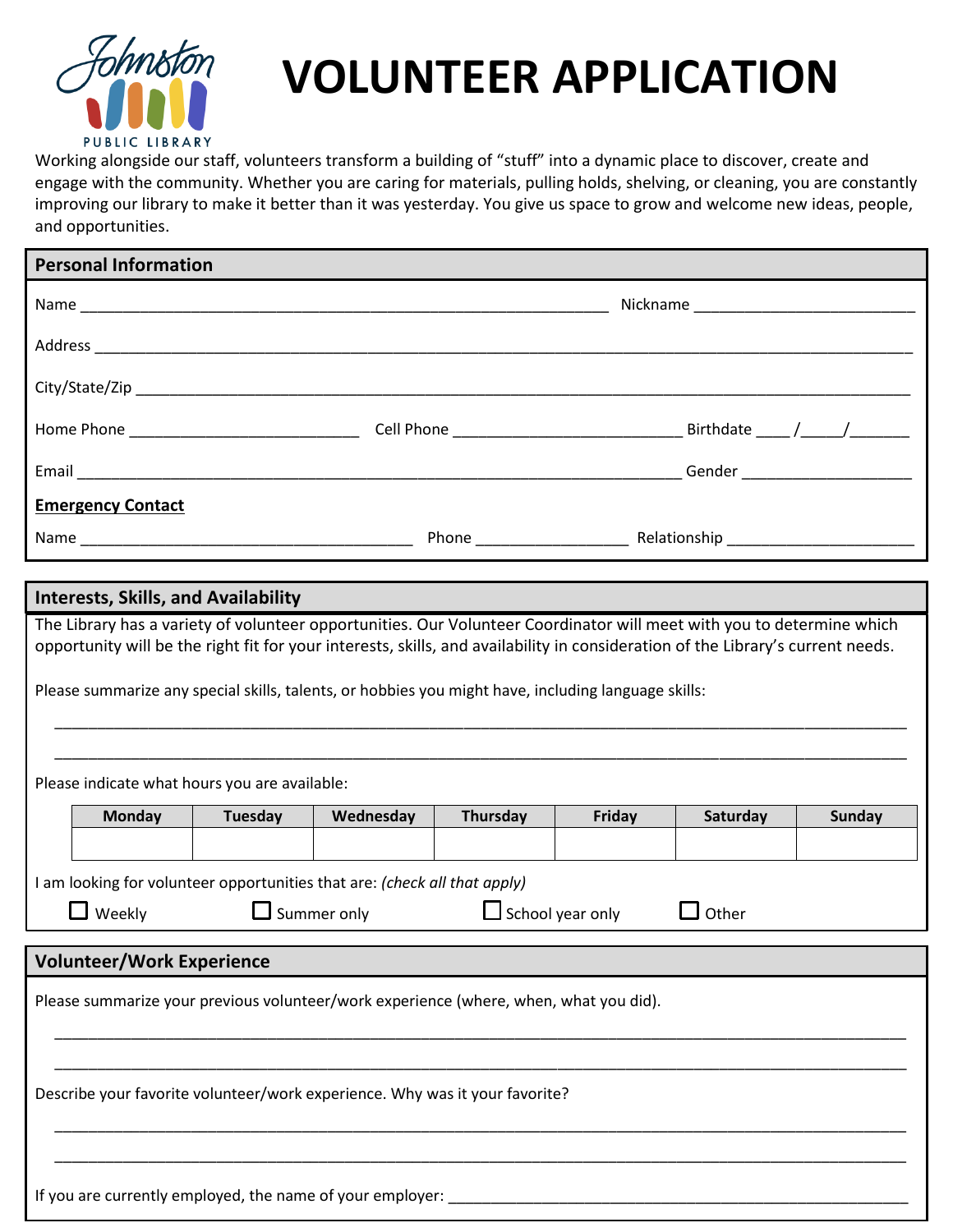Johnston PUBLIC LIBRARY

# VOLUNTEER APPLICATION

Working alongside our staff, volunteers transform a building of “stuff” into a dynamic place to discover, create and engage with the community. Whether you are caring for materials, pulling holds, shelving, or cleaning, you are constantly improving our library to make it better than it was yesterday. You give us space to grow and welcome new ideas, people, and opportunities.

## Personal Information

Name ______________________________________________________________ Nickname __________________________

Address ____________________________________________________________________________________________

City/State/Zip _______________________________________________________________________________________

Home Phone ___________________________ Cell Phone ___________________________ Birthdate ____ /_____/_______

Email ______________________________________________________________________ Gender ____________________

**Emergency Contact**

Name _______________________________________ Phone _________________ Relationship _____________________

## Interests, Skills, and Availability

The Library has a variety of volunteer opportunities. Our Volunteer Coordinator will meet with you to determine which opportunity will be the right fit for your interests, skills, and availability in consideration of the Library’s current needs.

Please summarize any special skills, talents, or hobbies you might have, including language skills:

____________________________________________________________________________________________________

____________________________________________________________________________________________________

Please indicate what hours you are available:

| Monday | Tuesday | Wednesday | Thursday | Friday | Saturday | Sunday |
|---|---|---|---|---|---|---|
| | | | | | | |

I am looking for volunteer opportunities that are: *(check all that apply)*

☐ Weekly ☐ Summer only ☐ School year only ☐ Other

## Volunteer/Work Experience

Please summarize your previous volunteer/work experience (where, when, what you did).

____________________________________________________________________________________________________

____________________________________________________________________________________________________

Describe your favorite volunteer/work experience. Why was it your favorite?

____________________________________________________________________________________________________

____________________________________________________________________________________________________

If you are currently employed, the name of your employer: ______________________________________________________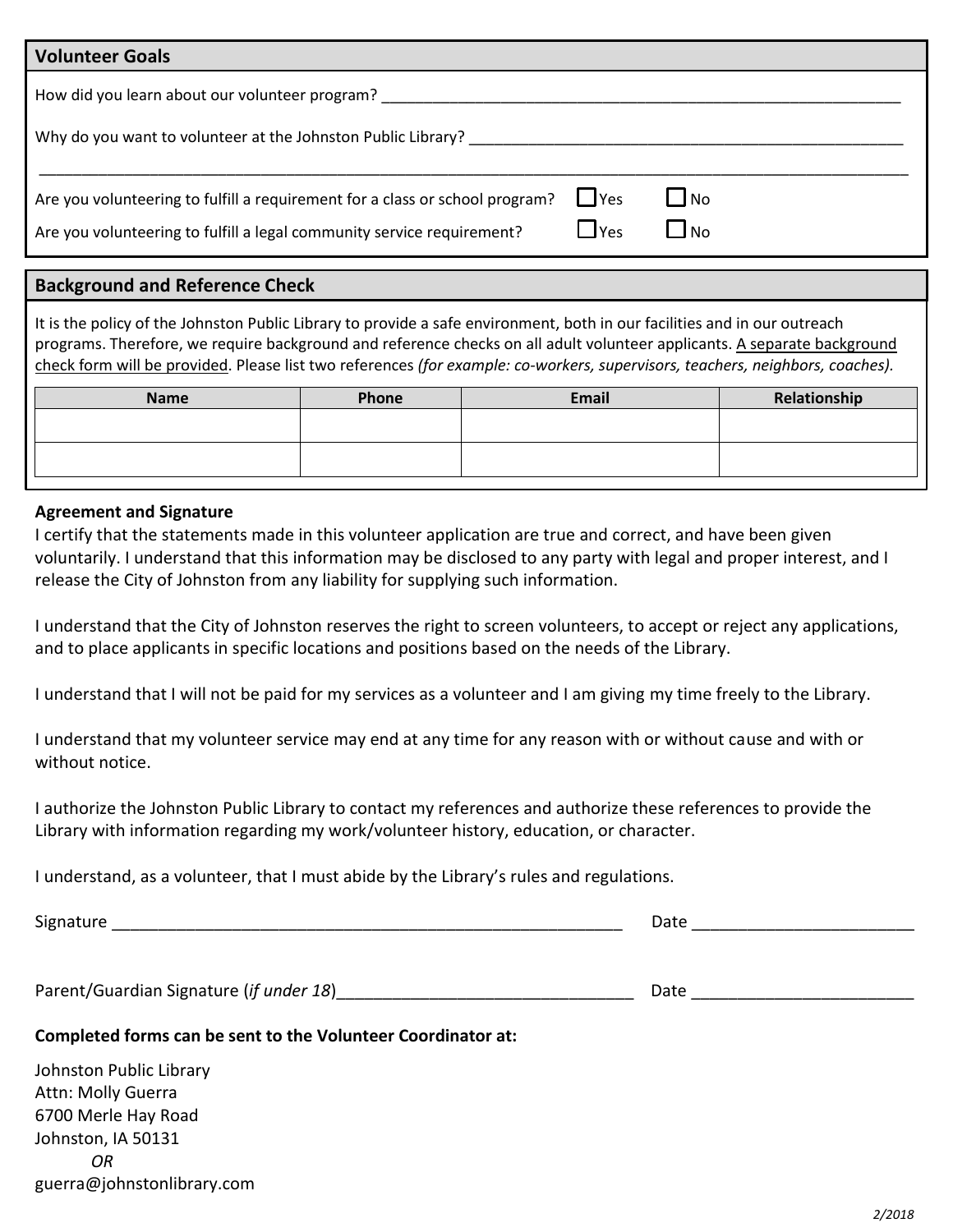## Volunteer Goals

How did you learn about our volunteer program? ______________________________________________________________

Why do you want to volunteer at the Johnston Public Library? ____________________________________________________

______________________________________________________________________________________________________

Are you volunteering to fulfill a requirement for a class or school program? ☐ Yes ☐ No

Are you volunteering to fulfill a legal community service requirement? ☐ Yes ☐ No

## Background and Reference Check

It is the policy of the Johnston Public Library to provide a safe environment, both in our facilities and in our outreach programs. Therefore, we require background and reference checks on all adult volunteer applicants. <u>A separate background check form will be provided</u>. Please list two references *(for example: co-workers, supervisors, teachers, neighbors, coaches).*

| Name | Phone | Email | Relationship |
|---|---|---|---|
| | | | |
| | | | |

**Agreement and Signature**

I certify that the statements made in this volunteer application are true and correct, and have been given voluntarily. I understand that this information may be disclosed to any party with legal and proper interest, and I release the City of Johnston from any liability for supplying such information.

I understand that the City of Johnston reserves the right to screen volunteers, to accept or reject any applications, and to place applicants in specific locations and positions based on the needs of the Library.

I understand that I will not be paid for my services as a volunteer and I am giving my time freely to the Library.

I understand that my volunteer service may end at any time for any reason with or without cause and with or without notice.

I authorize the Johnston Public Library to contact my references and authorize these references to provide the Library with information regarding my work/volunteer history, education, or character.

I understand, as a volunteer, that I must abide by the Library's rules and regulations.

Signature ________________________________________________________ Date ________________________

Parent/Guardian Signature (*if under 18*)________________________________ Date ________________________

**Completed forms can be sent to the Volunteer Coordinator at:**

Johnston Public Library
Attn: Molly Guerra
6700 Merle Hay Road
Johnston, IA 50131
*OR*
guerra@johnstonlibrary.com

*2/2018*